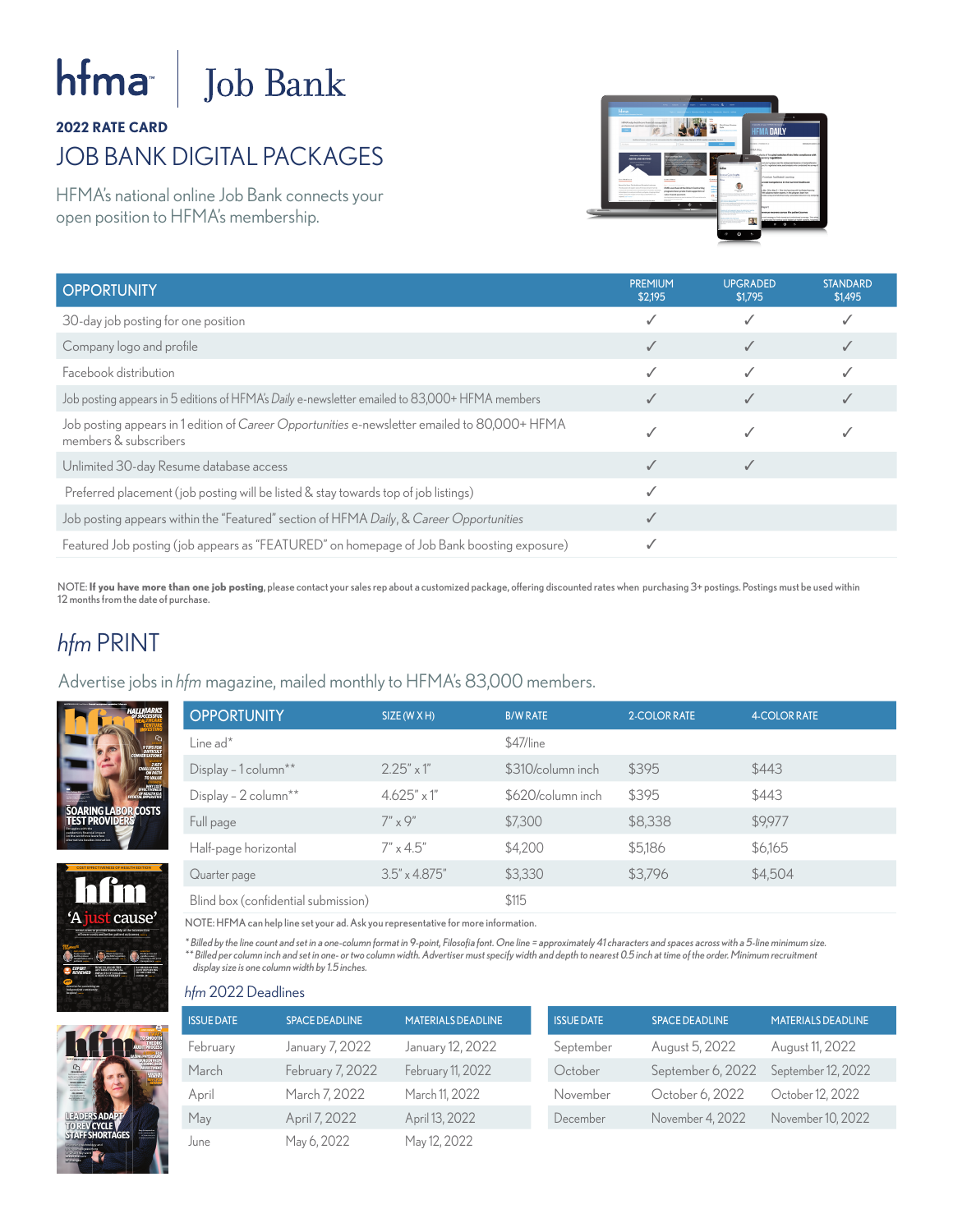# hfma | Job Bank

**2022 RATE CARD**

## JOB BANK DIGITAL PACKAGES

HFMA's national online Job Bank connects your open position to HFMA's membership.

| OPPORTUNITY | PREMIUM $2,195 | UPGRADED $1,795 | STANDARD $1,495 |
|---|---|---|---|
| 30-day job posting for one position | ✓ | ✓ | ✓ |
| Company logo and profile | ✓ | ✓ | ✓ |
| Facebook distribution | ✓ | ✓ | ✓ |
| Job posting appears in 5 editions of HFMA's *Daily* e-newsletter emailed to 83,000+ HFMA members | ✓ | ✓ | ✓ |
| Job posting appears in 1 edition of *Career Opportunities* e-newsletter emailed to 80,000+ HFMA members & subscribers | ✓ | ✓ | ✓ |
| Unlimited 30-day Resume database access | ✓ | ✓ | |
| Preferred placement (job posting will be listed & stay towards top of job listings) | ✓ | | |
| Job posting appears within the "Featured" section of HFMA *Daily*, & *Career Opportunities* | ✓ | | |
| Featured Job posting (job appears as "FEATURED" on homepage of Job Bank boosting exposure) | ✓ | | |

NOTE: **If you have more than one job posting**, please contact your sales rep about a customized package, offering discounted rates when purchasing 3+ postings. Postings must be used within 12 months from the date of purchase.

## *hfm* PRINT

Advertise jobs in *hfm* magazine, mailed monthly to HFMA's 83,000 members.

| OPPORTUNITY | SIZE (W X H) | B/W RATE | 2-COLOR RATE | 4-COLOR RATE |
|---|---|---|---|---|
| Line ad* | | $47/line | | |
| Display – 1 column** | 2.25" x 1" | $310/column inch | $395 | $443 |
| Display – 2 column** | 4.625" x 1" | $620/column inch | $395 | $443 |
| Full page | 7" x 9" | $7,300 | $8,338 | $9,977 |
| Half-page horizontal | 7" x 4.5" | $4,200 | $5,186 | $6,165 |
| Quarter page | 3.5" x 4.875" | $3,330 | $3,796 | $4,504 |
| Blind box (confidential submission) | | $115 | | |

NOTE: HFMA can help line set your ad. Ask you representative for more information.

*\* Billed by the line count and set in a one-column format in 9-point, Filosofia font. One line = approximately 41 characters and spaces across with a 5-line minimum size.*
*\*\* Billed per column inch and set in one- or two column width. Advertiser must specify width and depth to nearest 0.5 inch at time of the order. Minimum recruitment display size is one column width by 1.5 inches.*

### *hfm* 2022 Deadlines

| ISSUE DATE | SPACE DEADLINE | MATERIALS DEADLINE |
|---|---|---|
| February | January 7, 2022 | January 12, 2022 |
| March | February 7, 2022 | February 11, 2022 |
| April | March 7, 2022 | March 11, 2022 |
| May | April 7, 2022 | April 13, 2022 |
| June | May 6, 2022 | May 12, 2022 |
| September | August 5, 2022 | August 11, 2022 |
| October | September 6, 2022 | September 12, 2022 |
| November | October 6, 2022 | October 12, 2022 |
| December | November 4, 2022 | November 10, 2022 |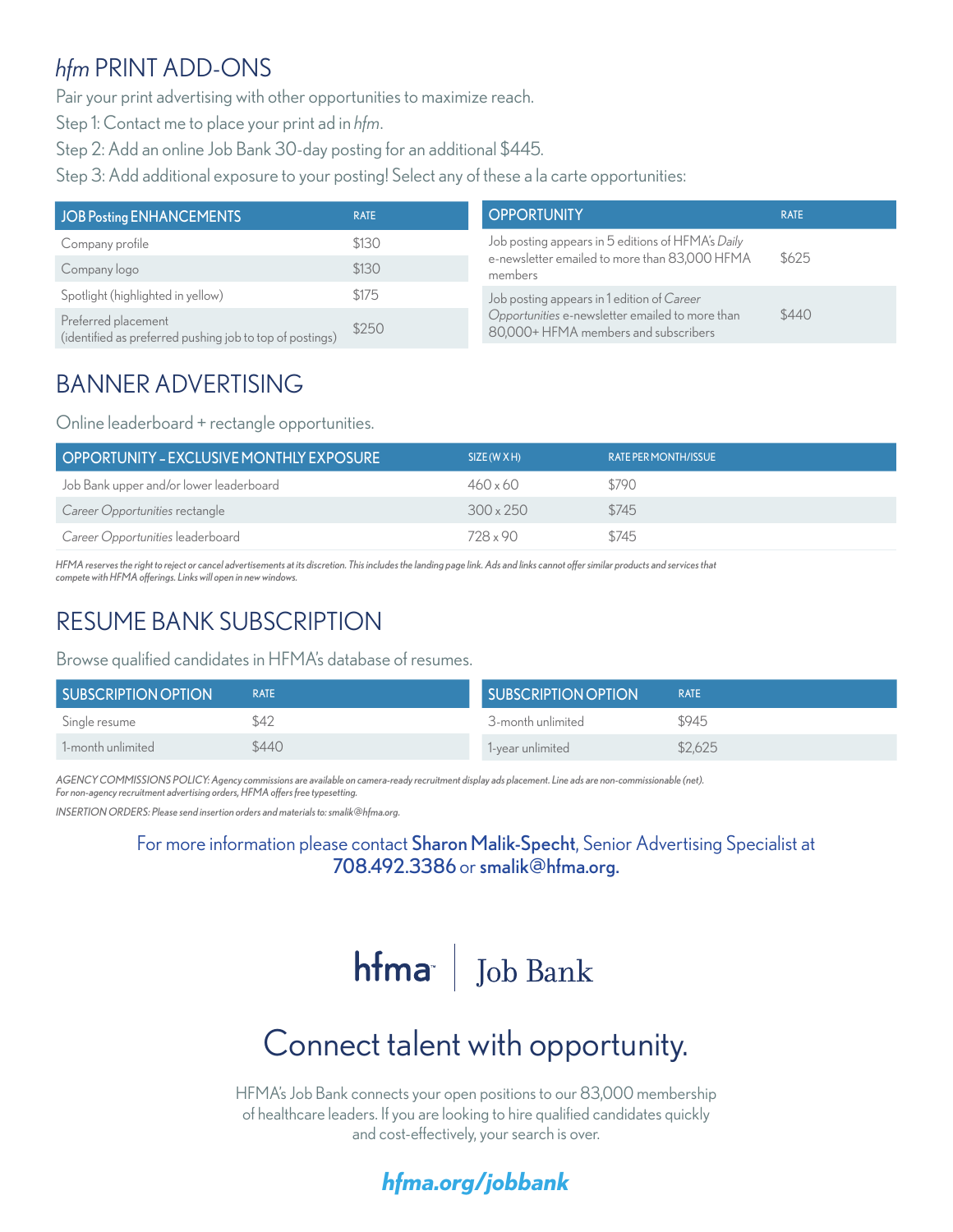## *hfm* PRINT ADD-ONS

Pair your print advertising with other opportunities to maximize reach.

Step 1: Contact me to place your print ad in *hfm*.

Step 2: Add an online Job Bank 30-day posting for an additional $445.

Step 3: Add additional exposure to your posting! Select any of these a la carte opportunities:

| JOB Posting ENHANCEMENTS | RATE |
|---|---|
| Company profile | $130 |
| Company logo | $130 |
| Spotlight (highlighted in yellow) | $175 |
| Preferred placement (identified as preferred pushing job to top of postings) | $250 |

| OPPORTUNITY | RATE |
|---|---|
| Job posting appears in 5 editions of HFMA's *Daily* e-newsletter emailed to more than 83,000 HFMA members | $625 |
| Job posting appears in 1 edition of *Career Opportunities* e-newsletter emailed to more than 80,000+ HFMA members and subscribers | $440 |

## BANNER ADVERTISING

Online leaderboard + rectangle opportunities.

| OPPORTUNITY – EXCLUSIVE MONTHLY EXPOSURE | SIZE (W X H) | RATE PER MONTH/ISSUE |
|---|---|---|
| Job Bank upper and/or lower leaderboard | 460 x 60 | $790 |
| *Career Opportunities* rectangle | 300 x 250 | $745 |
| *Career Opportunities* leaderboard | 728 x 90 | $745 |

*HFMA reserves the right to reject or cancel advertisements at its discretion. This includes the landing page link. Ads and links cannot offer similar products and services that compete with HFMA offerings. Links will open in new windows.*

## RESUME BANK SUBSCRIPTION

Browse qualified candidates in HFMA's database of resumes.

| SUBSCRIPTION OPTION | RATE |
|---|---|
| Single resume | $42 |
| 1-month unlimited | $440 |

| SUBSCRIPTION OPTION | RATE |
|---|---|
| 3-month unlimited | $945 |
| 1-year unlimited | $2,625 |

*AGENCY COMMISSIONS POLICY: Agency commissions are available on camera-ready recruitment display ads placement. Line ads are non-commissionable (net). For non-agency recruitment advertising orders, HFMA offers free typesetting.*

*INSERTION ORDERS: Please send insertion orders and materials to: smalik@hfma.org.*

For more information please contact **Sharon Malik-Specht**, Senior Advertising Specialist at **708.492.3386** or **smalik@hfma.org.**

hfma | Job Bank

# Connect talent with opportunity.

HFMA's Job Bank connects your open positions to our 83,000 membership of healthcare leaders. If you are looking to hire qualified candidates quickly and cost-effectively, your search is over.

***hfma.org/jobbank***